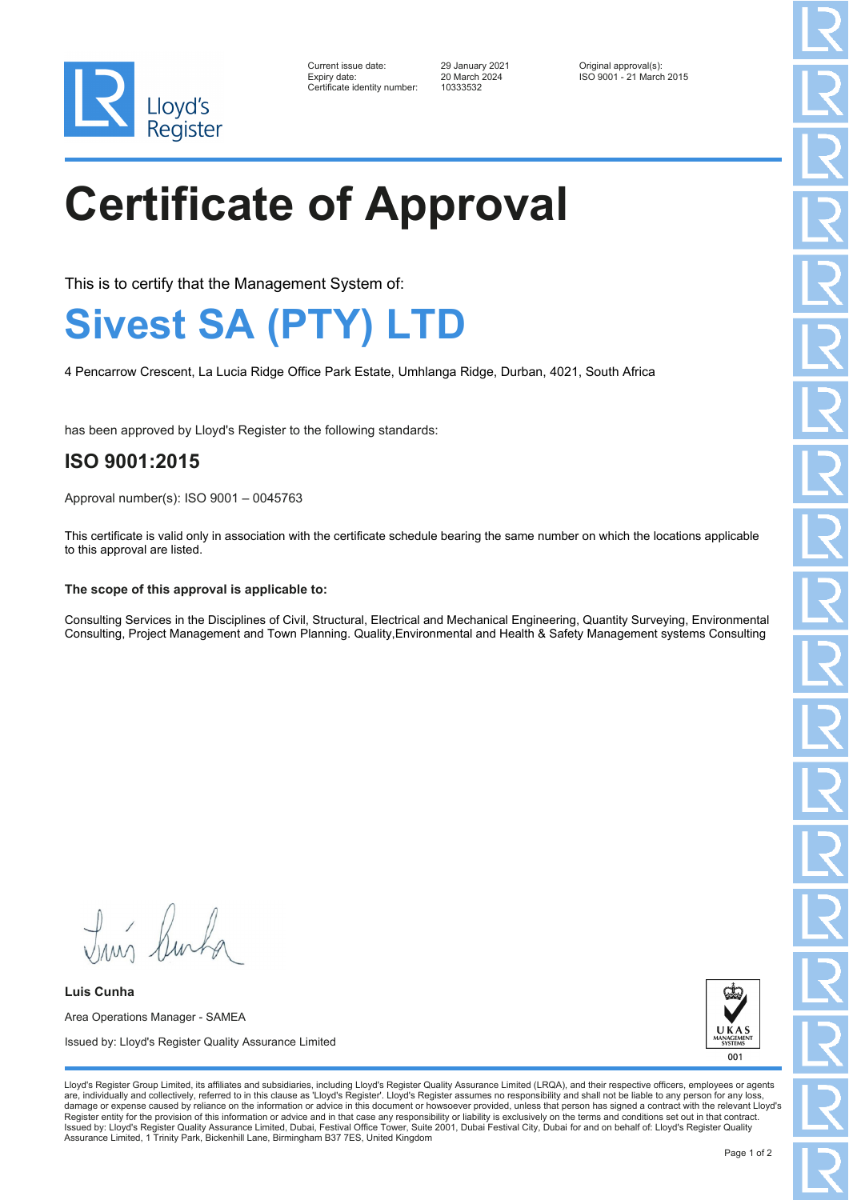Lloyd's Register

| | | |
|---|---|---|
| Current issue date: | 29 January 2021 | Original approval(s): |
| Expiry date: | 20 March 2024 | ISO 9001 - 21 March 2015 |
| Certificate identity number: | 10333532 | |

# Certificate of Approval

This is to certify that the Management System of:

## Sivest SA (PTY) LTD

4 Pencarrow Crescent, La Lucia Ridge Office Park Estate, Umhlanga Ridge, Durban, 4021, South Africa

has been approved by Lloyd's Register to the following standards:

### ISO 9001:2015

Approval number(s): ISO 9001 – 0045763

This certificate is valid only in association with the certificate schedule bearing the same number on which the locations applicable to this approval are listed.

**The scope of this approval is applicable to:**

Consulting Services in the Disciplines of Civil, Structural, Electrical and Mechanical Engineering, Quantity Surveying, Environmental Consulting, Project Management and Town Planning. Quality,Environmental and Health & Safety Management systems Consulting

**Luis Cunha**

Area Operations Manager - SAMEA

Issued by: Lloyd's Register Quality Assurance Limited

UKAS MANAGEMENT SYSTEMS 001

Lloyd's Register Group Limited, its affiliates and subsidiaries, including Lloyd's Register Quality Assurance Limited (LRQA), and their respective officers, employees or agents are, individually and collectively, referred to in this clause as 'Lloyd's Register'. Lloyd's Register assumes no responsibility and shall not be liable to any person for any loss, damage or expense caused by reliance on the information or advice in this document or howsoever provided, unless that person has signed a contract with the relevant Lloyd's Register entity for the provision of this information or advice and in that case any responsibility or liability is exclusively on the terms and conditions set out in that contract.
Issued by: Lloyd's Register Quality Assurance Limited, Dubai, Festival Office Tower, Suite 2001, Dubai Festival City, Dubai for and on behalf of: Lloyd's Register Quality Assurance Limited, 1 Trinity Park, Bickenhill Lane, Birmingham B37 7ES, United Kingdom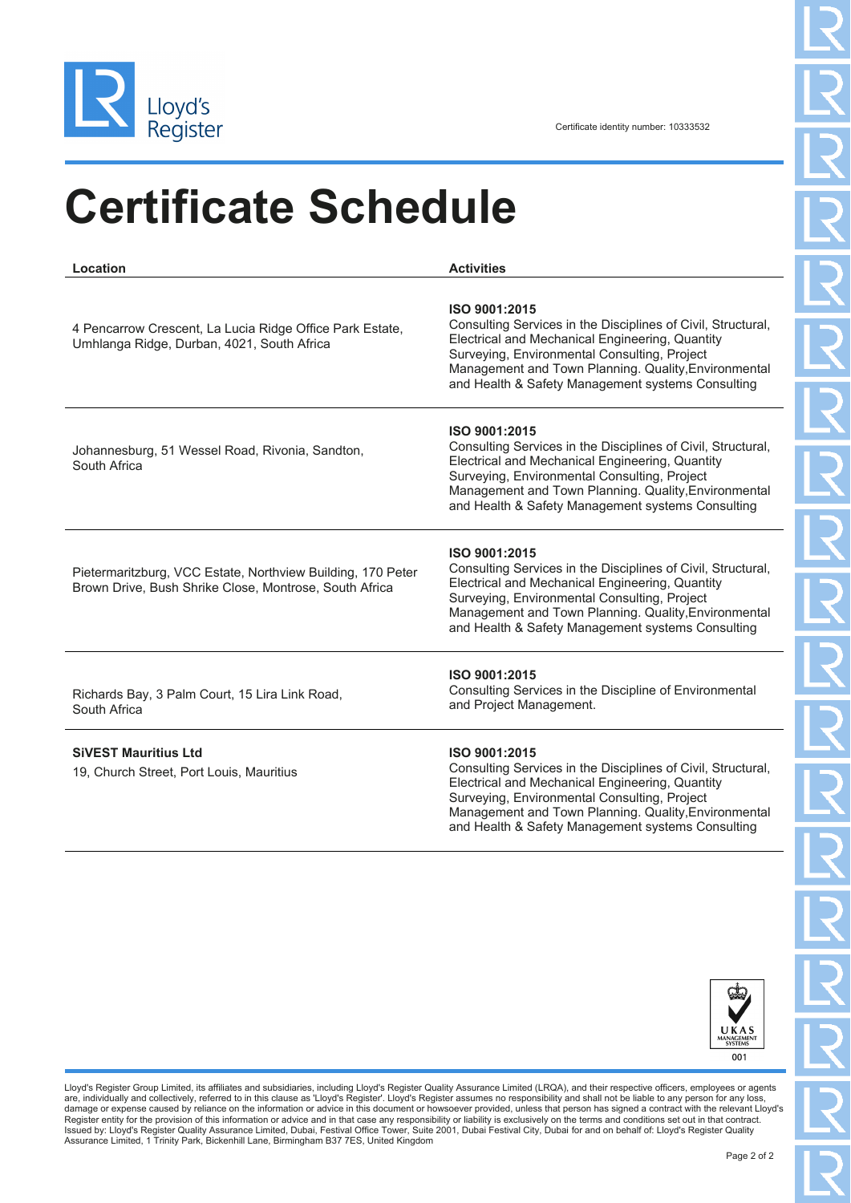Lloyd's Register

Certificate identity number: 10333532

# Certificate Schedule

| Location | Activities |
|---|---|
| 4 Pencarrow Crescent, La Lucia Ridge Office Park Estate, Umhlanga Ridge, Durban, 4021, South Africa | **ISO 9001:2015** Consulting Services in the Disciplines of Civil, Structural, Electrical and Mechanical Engineering, Quantity Surveying, Environmental Consulting, Project Management and Town Planning. Quality,Environmental and Health & Safety Management systems Consulting |
| Johannesburg, 51 Wessel Road, Rivonia, Sandton, South Africa | **ISO 9001:2015** Consulting Services in the Disciplines of Civil, Structural, Electrical and Mechanical Engineering, Quantity Surveying, Environmental Consulting, Project Management and Town Planning. Quality,Environmental and Health & Safety Management systems Consulting |
| Pietermaritzburg, VCC Estate, Northview Building, 170 Peter Brown Drive, Bush Shrike Close, Montrose, South Africa | **ISO 9001:2015** Consulting Services in the Disciplines of Civil, Structural, Electrical and Mechanical Engineering, Quantity Surveying, Environmental Consulting, Project Management and Town Planning. Quality,Environmental and Health & Safety Management systems Consulting |
| Richards Bay, 3 Palm Court, 15 Lira Link Road, South Africa | **ISO 9001:2015** Consulting Services in the Discipline of Environmental and Project Management. |
| **SiVEST Mauritius Ltd** 19, Church Street, Port Louis, Mauritius | **ISO 9001:2015** Consulting Services in the Disciplines of Civil, Structural, Electrical and Mechanical Engineering, Quantity Surveying, Environmental Consulting, Project Management and Town Planning. Quality,Environmental and Health & Safety Management systems Consulting |

UKAS MANAGEMENT SYSTEMS 001

Lloyd's Register Group Limited, its affiliates and subsidiaries, including Lloyd's Register Quality Assurance Limited (LRQA), and their respective officers, employees or agents are, individually and collectively, referred to in this clause as 'Lloyd's Register'. Lloyd's Register assumes no responsibility and shall not be liable to any person for any loss, damage or expense caused by reliance on the information or advice in this document or howsoever provided, unless that person has signed a contract with the relevant Lloyd's Register entity for the provision of this information or advice and in that case any responsibility or liability is exclusively on the terms and conditions set out in that contract.
Issued by: Lloyd's Register Quality Assurance Limited, Dubai, Festival Office Tower, Suite 2001, Dubai Festival City, Dubai for and on behalf of: Lloyd's Register Quality Assurance Limited, 1 Trinity Park, Bickenhill Lane, Birmingham B37 7ES, United Kingdom